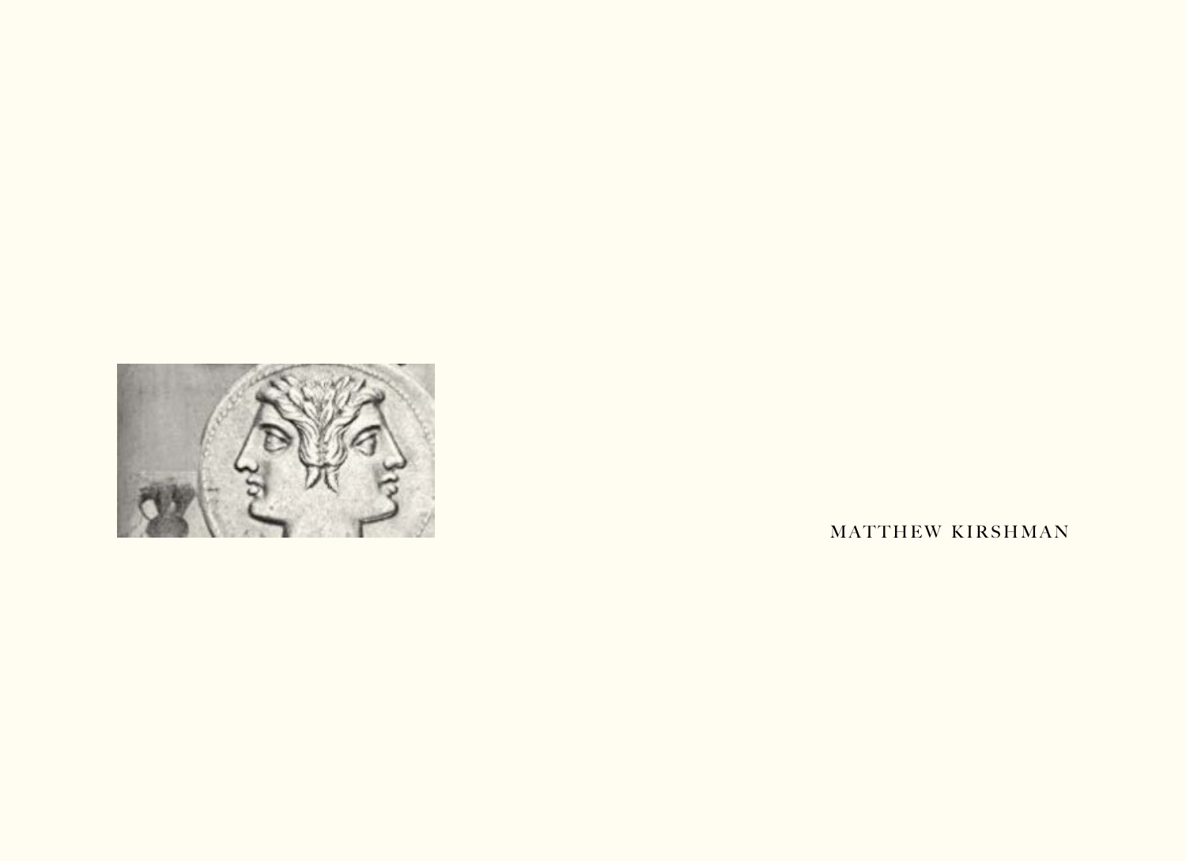MATTHEW KIRSHMAN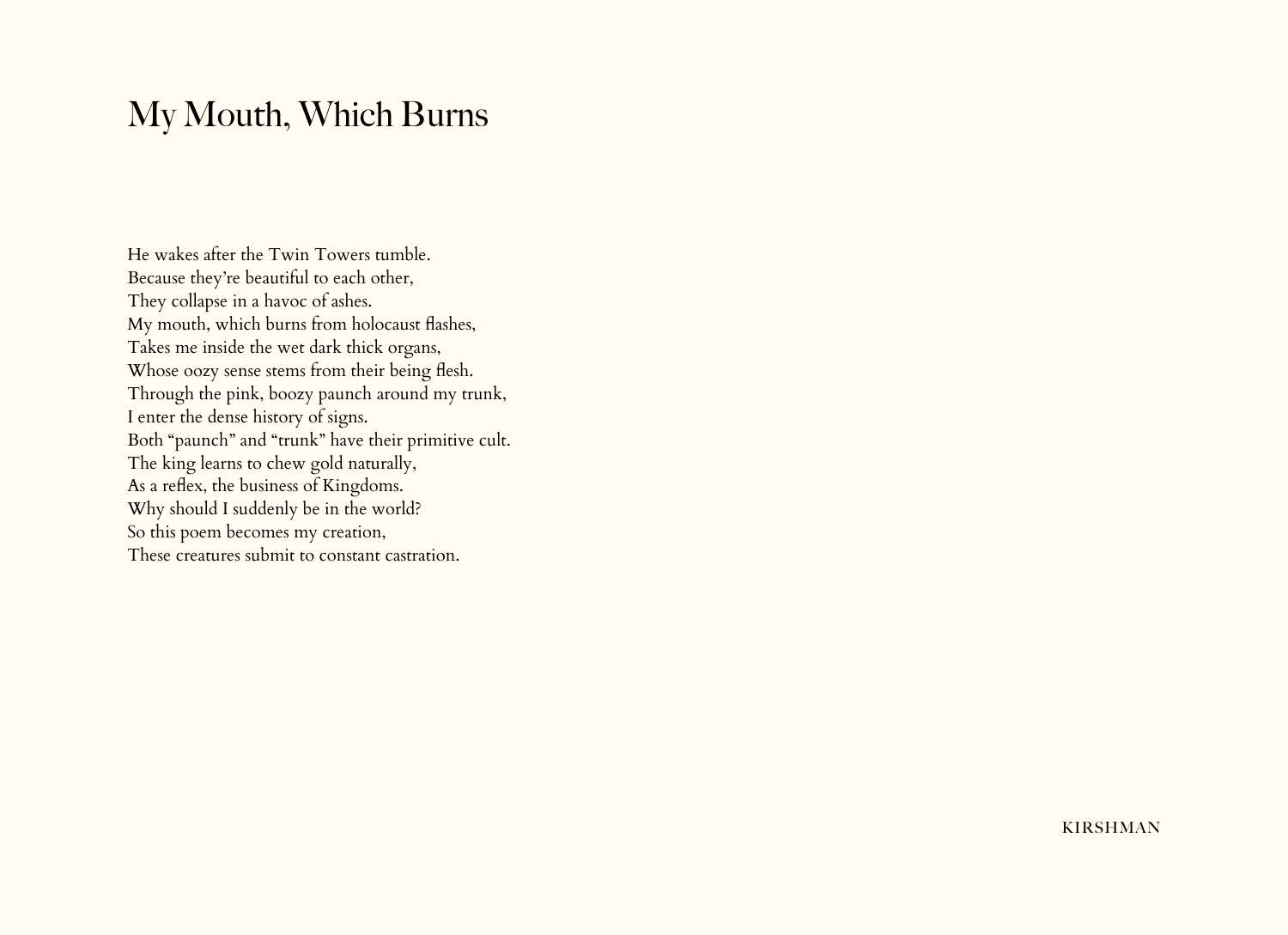# My Mouth, Which Burns

He wakes after the Twin Towers tumble.
Because they're beautiful to each other,
They collapse in a havoc of ashes.
My mouth, which burns from holocaust flashes,
Takes me inside the wet dark thick organs,
Whose oozy sense stems from their being flesh.
Through the pink, boozy paunch around my trunk,
I enter the dense history of signs.
Both "paunch" and "trunk" have their primitive cult.
The king learns to chew gold naturally,
As a reflex, the business of Kingdoms.
Why should I suddenly be in the world?
So this poem becomes my creation,
These creatures submit to constant castration.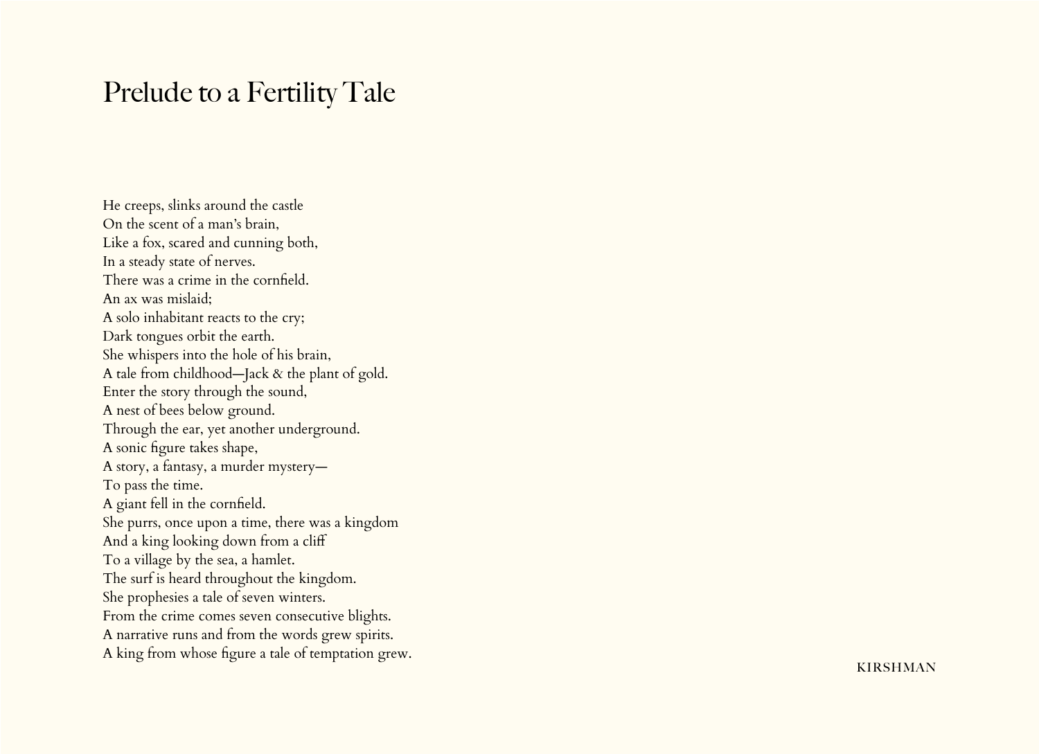# Prelude to a Fertility Tale

He creeps, slinks around the castle  
On the scent of a man's brain,  
Like a fox, scared and cunning both,  
In a steady state of nerves.  
There was a crime in the cornfield.  
An ax was mislaid;  
A solo inhabitant reacts to the cry;  
Dark tongues orbit the earth.  
She whispers into the hole of his brain,  
A tale from childhood—Jack & the plant of gold.  
Enter the story through the sound,  
A nest of bees below ground.  
Through the ear, yet another underground.  
A sonic figure takes shape,  
A story, a fantasy, a murder mystery—  
To pass the time.  
A giant fell in the cornfield.  
She purrs, once upon a time, there was a kingdom  
And a king looking down from a cliff  
To a village by the sea, a hamlet.  
The surf is heard throughout the kingdom.  
She prophesies a tale of seven winters.  
From the crime comes seven consecutive blights.  
A narrative runs and from the words grew spirits.  
A king from whose figure a tale of temptation grew.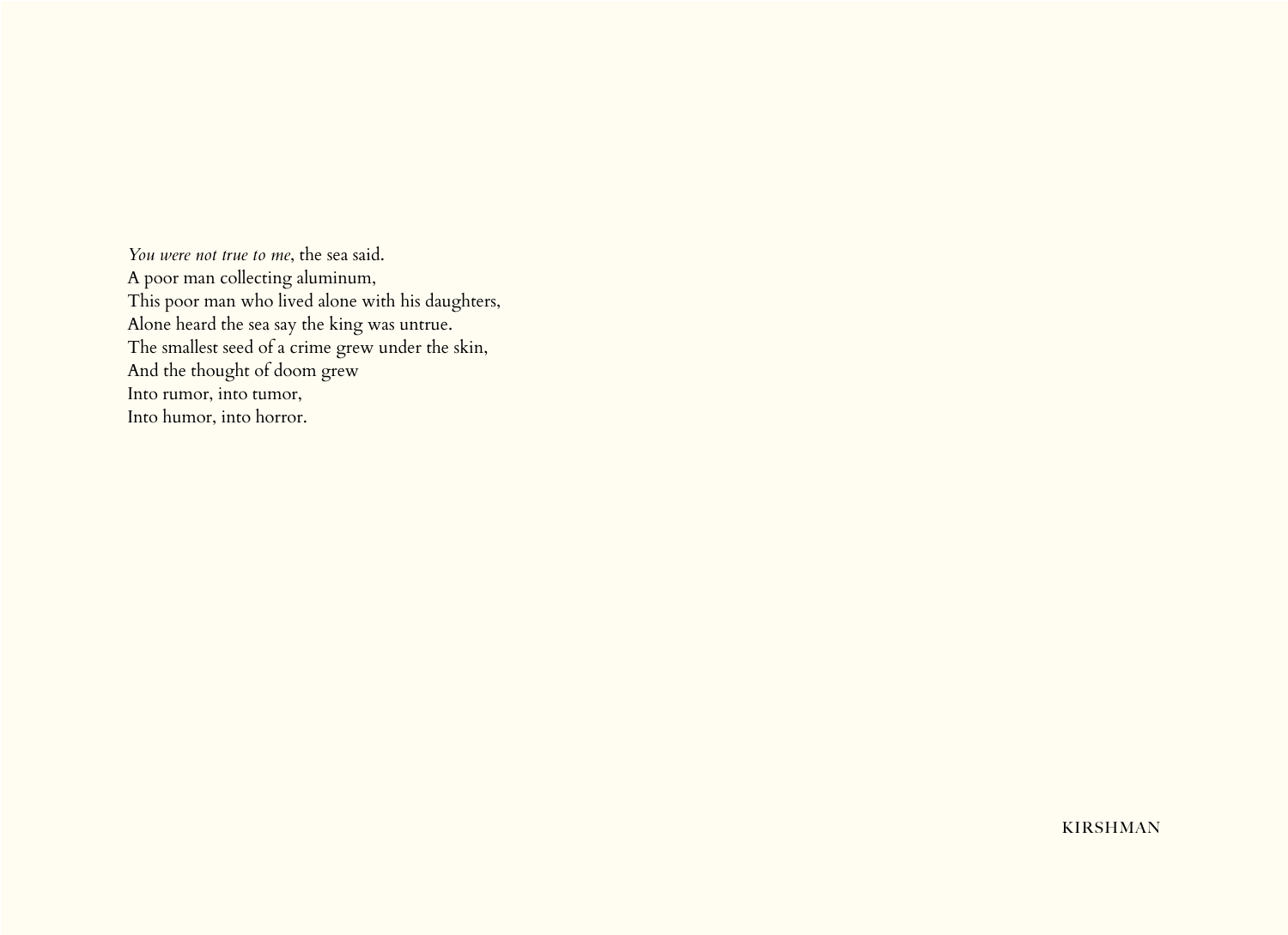*You were not true to me*, the sea said.
A poor man collecting aluminum,
This poor man who lived alone with his daughters,
Alone heard the sea say the king was untrue.
The smallest seed of a crime grew under the skin,
And the thought of doom grew
Into rumor, into tumor,
Into humor, into horror.